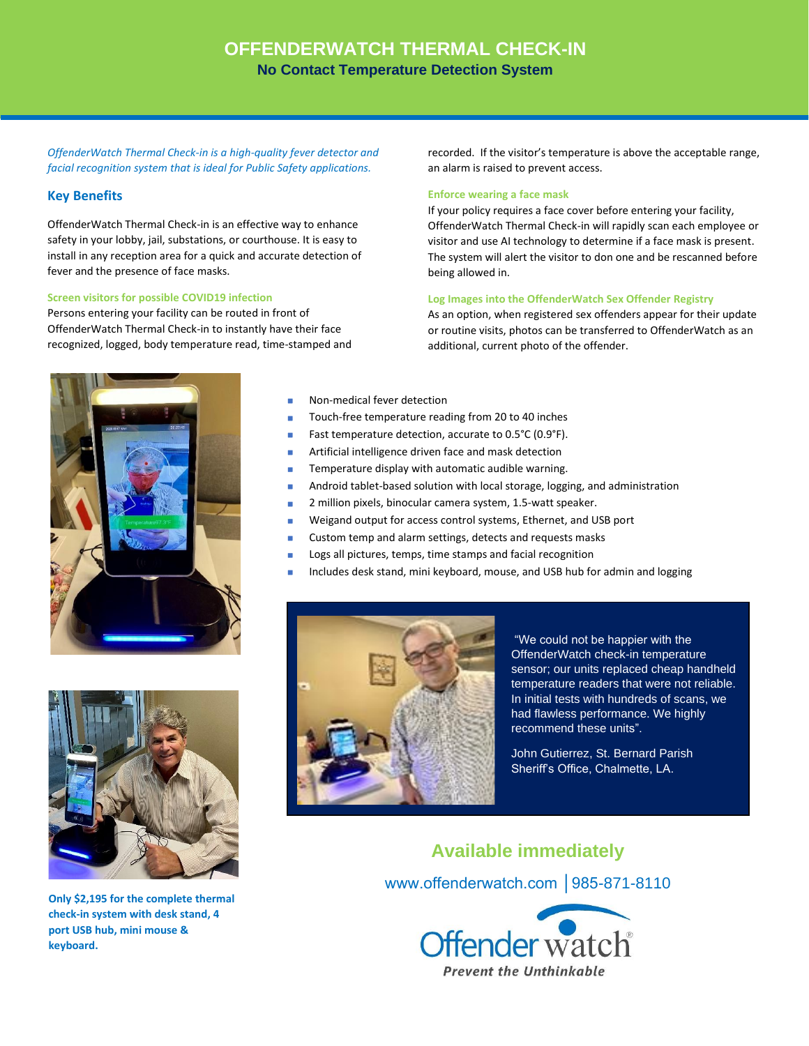# OFFENDERWATCH THERMAL CHECK-IN

## No Contact Temperature Detection System

*OffenderWatch Thermal Check-in is a high-quality fever detector and facial recognition system that is ideal for Public Safety applications.*

## Key Benefits

OffenderWatch Thermal Check-in is an effective way to enhance safety in your lobby, jail, substations, or courthouse. It is easy to install in any reception area for a quick and accurate detection of fever and the presence of face masks.

### Screen visitors for possible COVID19 infection

Persons entering your facility can be routed in front of OffenderWatch Thermal Check-in to instantly have their face recognized, logged, body temperature read, time-stamped and recorded. If the visitor's temperature is above the acceptable range, an alarm is raised to prevent access.

### Enforce wearing a face mask

If your policy requires a face cover before entering your facility, OffenderWatch Thermal Check-in will rapidly scan each employee or visitor and use AI technology to determine if a face mask is present. The system will alert the visitor to don one and be rescanned before being allowed in.

### Log Images into the OffenderWatch Sex Offender Registry

As an option, when registered sex offenders appear for their update or routine visits, photos can be transferred to OffenderWatch as an additional, current photo of the offender.

- Non-medical fever detection
- Touch-free temperature reading from 20 to 40 inches
- Fast temperature detection, accurate to 0.5°C (0.9°F).
- Artificial intelligence driven face and mask detection
- Temperature display with automatic audible warning.
- Android tablet-based solution with local storage, logging, and administration
- 2 million pixels, binocular camera system, 1.5-watt speaker.
- Weigand output for access control systems, Ethernet, and USB port
- Custom temp and alarm settings, detects and requests masks
- Logs all pictures, temps, time stamps and facial recognition
- Includes desk stand, mini keyboard, mouse, and USB hub for admin and logging

"We could not be happier with the OffenderWatch check-in temperature sensor; our units replaced cheap handheld temperature readers that were not reliable. In initial tests with hundreds of scans, we had flawless performance. We highly recommend these units".

John Gutierrez, St. Bernard Parish Sheriff's Office, Chalmette, LA.

**Only $2,195 for the complete thermal check-in system with desk stand, 4 port USB hub, mini mouse & keyboard.**

## Available immediately

www.offenderwatch.com | 985-871-8110

Offender watch®

*Prevent the Unthinkable*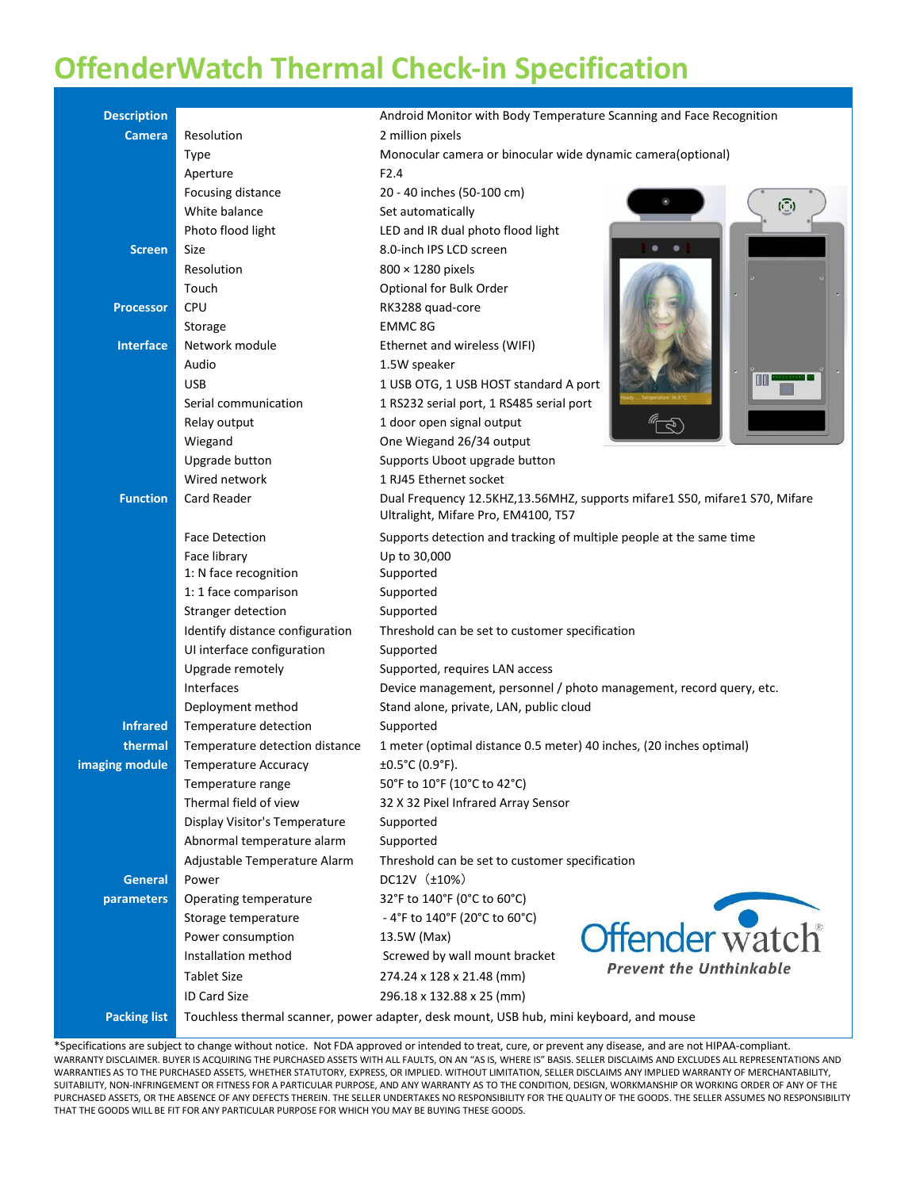# OffenderWatch Thermal Check-in Specification

| | | |
|---|---|---|
| **Description** | | Android Monitor with Body Temperature Scanning and Face Recognition |
| **Camera** | Resolution | 2 million pixels |
| | Type | Monocular camera or binocular wide dynamic camera(optional) |
| | Aperture | F2.4 |
| | Focusing distance | 20 - 40 inches (50-100 cm) |
| | White balance | Set automatically |
| | Photo flood light | LED and IR dual photo flood light |
| **Screen** | Size | 8.0-inch IPS LCD screen |
| | Resolution | 800 × 1280 pixels |
| | Touch | Optional for Bulk Order |
| **Processor** | CPU | RK3288 quad-core |
| | Storage | EMMC 8G |
| **Interface** | Network module | Ethernet and wireless (WIFI) |
| | Audio | 1.5W speaker |
| | USB | 1 USB OTG, 1 USB HOST standard A port |
| | Serial communication | 1 RS232 serial port, 1 RS485 serial port |
| | Relay output | 1 door open signal output |
| | Wiegand | One Wiegand 26/34 output |
| | Upgrade button | Supports Uboot upgrade button |
| | Wired network | 1 RJ45 Ethernet socket |
| **Function** | Card Reader | Dual Frequency 12.5KHZ,13.56MHZ, supports mifare1 S50, mifare1 S70, Mifare Ultralight, Mifare Pro, EM4100, T57 |
| | Face Detection | Supports detection and tracking of multiple people at the same time |
| | Face library | Up to 30,000 |
| | 1: N face recognition | Supported |
| | 1: 1 face comparison | Supported |
| | Stranger detection | Supported |
| | Identify distance configuration | Threshold can be set to customer specification |
| | UI interface configuration | Supported |
| | Upgrade remotely | Supported, requires LAN access |
| | Interfaces | Device management, personnel / photo management, record query, etc. |
| | Deployment method | Stand alone, private, LAN, public cloud |
| **Infrared thermal imaging module** | Temperature detection | Supported |
| | Temperature detection distance | 1 meter (optimal distance 0.5 meter) 40 inches, (20 inches optimal) |
| | Temperature Accuracy | ±0.5°C (0.9°F). |
| | Temperature range | 50°F to 10°F (10°C to 42°C) |
| | Thermal field of view | 32 X 32 Pixel Infrared Array Sensor |
| | Display Visitor's Temperature | Supported |
| | Abnormal temperature alarm | Supported |
| | Adjustable Temperature Alarm | Threshold can be set to customer specification |
| **General parameters** | Power | DC12V（±10%） |
| | Operating temperature | 32°F to 140°F (0°C to 60°C) |
| | Storage temperature | - 4°F to 140°F (20°C to 60°C) |
| | Power consumption | 13.5W (Max) |
| | Installation method | Screwed by wall mount bracket |
| | Tablet Size | 274.24 x 128 x 21.48 (mm) |
| | ID Card Size | 296.18 x 132.88 x 25 (mm) |
| **Packing list** | Touchless thermal scanner, power adapter, desk mount, USB hub, mini keyboard, and mouse | |

Offender watch®
*Prevent the Unthinkable*

*Specifications are subject to change without notice. Not FDA approved or intended to treat, cure, or prevent any disease, and are not HIPAA-compliant. WARRANTY DISCLAIMER. BUYER IS ACQUIRING THE PURCHASED ASSETS WITH ALL FAULTS, ON AN "AS IS, WHERE IS" BASIS. SELLER DISCLAIMS AND EXCLUDES ALL REPRESENTATIONS AND WARRANTIES AS TO THE PURCHASED ASSETS, WHETHER STATUTORY, EXPRESS, OR IMPLIED. WITHOUT LIMITATION, SELLER DISCLAIMS ANY IMPLIED WARRANTY OF MERCHANTABILITY, SUITABILITY, NON-INFRINGEMENT OR FITNESS FOR A PARTICULAR PURPOSE, AND ANY WARRANTY AS TO THE CONDITION, DESIGN, WORKMANSHIP OR WORKING ORDER OF ANY OF THE PURCHASED ASSETS, OR THE ABSENCE OF ANY DEFECTS THEREIN. THE SELLER UNDERTAKES NO RESPONSIBILITY FOR THE QUALITY OF THE GOODS. THE SELLER ASSUMES NO RESPONSIBILITY THAT THE GOODS WILL BE FIT FOR ANY PARTICULAR PURPOSE FOR WHICH YOU MAY BE BUYING THESE GOODS.